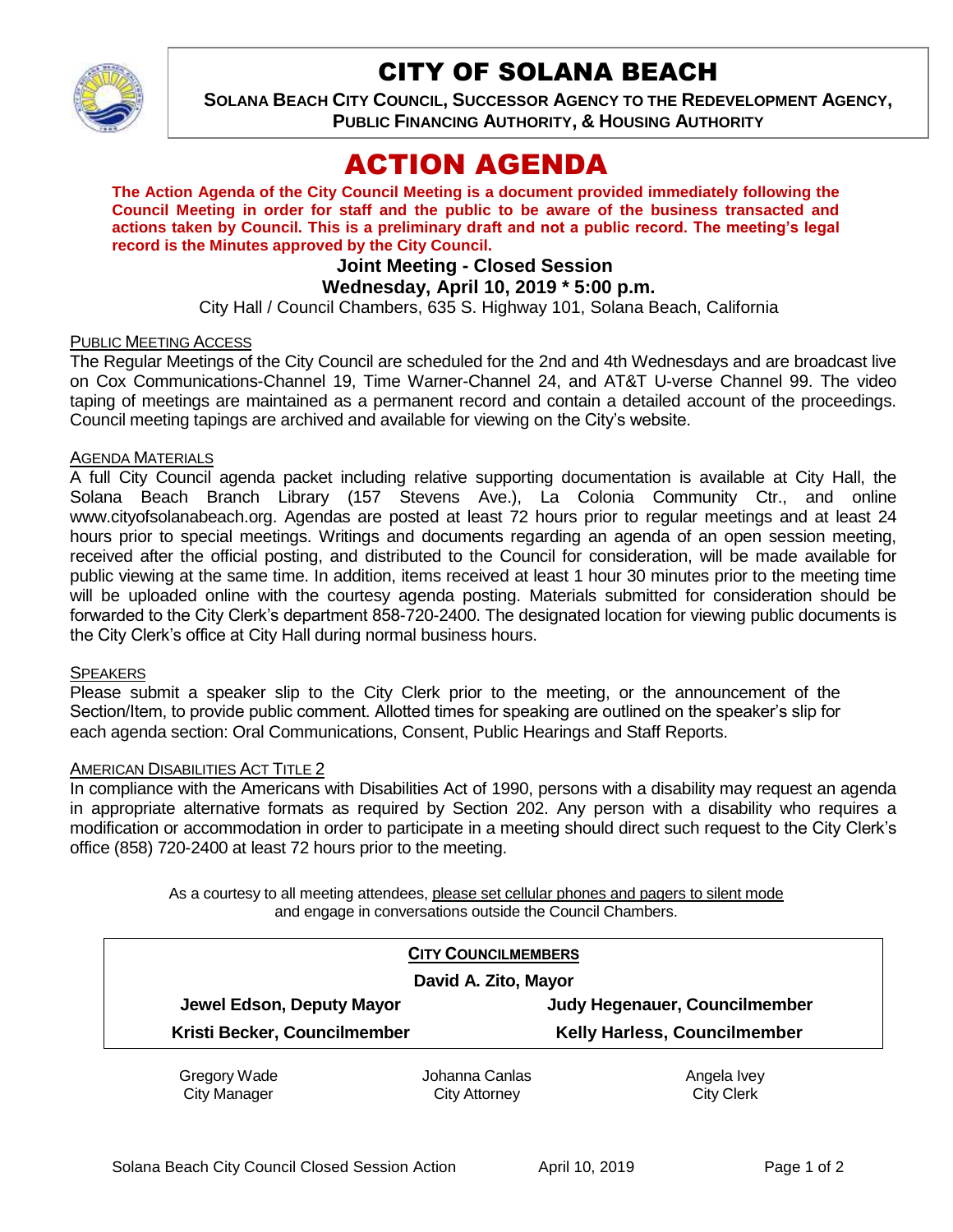# CITY OF SOLANA BEACH

**SOLANA BEACH CITY COUNCIL, SUCCESSOR AGENCY TO THE REDEVELOPMENT AGENCY, PUBLIC FINANCING AUTHORITY, & HOUSING AUTHORITY**

# ACTION AGENDA

**The Action Agenda of the City Council Meeting is a document provided immediately following the Council Meeting in order for staff and the public to be aware of the business transacted and actions taken by Council. This is a preliminary draft and not a public record. The meeting's legal record is the Minutes approved by the City Council.**

**Joint Meeting - Closed Session**

**Wednesday, April 10, 2019 * 5:00 p.m.**

City Hall / Council Chambers, 635 S. Highway 101, Solana Beach, California

PUBLIC MEETING ACCESS

The Regular Meetings of the City Council are scheduled for the 2nd and 4th Wednesdays and are broadcast live on Cox Communications-Channel 19, Time Warner-Channel 24, and AT&T U-verse Channel 99. The video taping of meetings are maintained as a permanent record and contain a detailed account of the proceedings. Council meeting tapings are archived and available for viewing on the City's website.

AGENDA MATERIALS

A full City Council agenda packet including relative supporting documentation is available at City Hall, the Solana Beach Branch Library (157 Stevens Ave.), La Colonia Community Ctr., and online www.cityofsolanabeach.org. Agendas are posted at least 72 hours prior to regular meetings and at least 24 hours prior to special meetings. Writings and documents regarding an agenda of an open session meeting, received after the official posting, and distributed to the Council for consideration, will be made available for public viewing at the same time. In addition, items received at least 1 hour 30 minutes prior to the meeting time will be uploaded online with the courtesy agenda posting. Materials submitted for consideration should be forwarded to the City Clerk's department 858-720-2400. The designated location for viewing public documents is the City Clerk's office at City Hall during normal business hours.

SPEAKERS

Please submit a speaker slip to the City Clerk prior to the meeting, or the announcement of the Section/Item, to provide public comment. Allotted times for speaking are outlined on the speaker's slip for each agenda section: Oral Communications, Consent, Public Hearings and Staff Reports.

AMERICAN DISABILITIES ACT TITLE 2

In compliance with the Americans with Disabilities Act of 1990, persons with a disability may request an agenda in appropriate alternative formats as required by Section 202. Any person with a disability who requires a modification or accommodation in order to participate in a meeting should direct such request to the City Clerk's office (858) 720-2400 at least 72 hours prior to the meeting.

As a courtesy to all meeting attendees, please set cellular phones and pagers to silent mode and engage in conversations outside the Council Chambers.

**CITY COUNCILMEMBERS**

**David A. Zito, Mayor**

| | |
|---|---|
| **Jewel Edson, Deputy Mayor** | **Judy Hegenauer, Councilmember** |
| **Kristi Becker, Councilmember** | **Kelly Harless, Councilmember** |

| | | |
|---|---|---|
| Gregory Wade<br>City Manager | Johanna Canlas<br>City Attorney | Angela Ivey<br>City Clerk |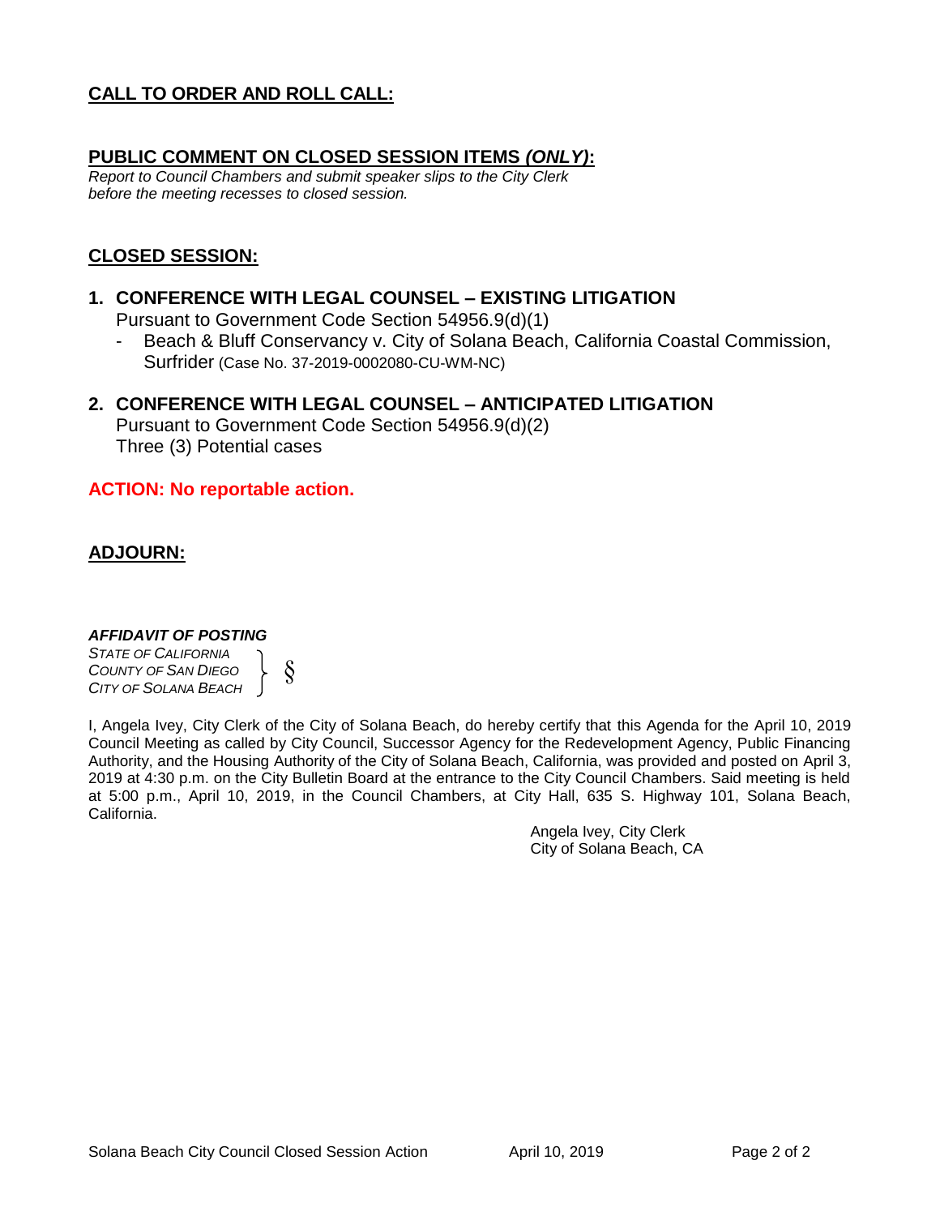## CALL TO ORDER AND ROLL CALL:

## PUBLIC COMMENT ON CLOSED SESSION ITEMS *(ONLY)*:

*Report to Council Chambers and submit speaker slips to the City Clerk before the meeting recesses to closed session.*

## CLOSED SESSION:

### 1. CONFERENCE WITH LEGAL COUNSEL – EXISTING LITIGATION

Pursuant to Government Code Section 54956.9(d)(1)

- Beach & Bluff Conservancy v. City of Solana Beach, California Coastal Commission, Surfrider (Case No. 37-2019-0002080-CU-WM-NC)

### 2. CONFERENCE WITH LEGAL COUNSEL – ANTICIPATED LITIGATION

Pursuant to Government Code Section 54956.9(d)(2)
Three (3) Potential cases

**ACTION: No reportable action.**

## ADJOURN:

***AFFIDAVIT OF POSTING***

*STATE OF CALIFORNIA*
*COUNTY OF SAN DIEGO* §
*CITY OF SOLANA BEACH*

I, Angela Ivey, City Clerk of the City of Solana Beach, do hereby certify that this Agenda for the April 10, 2019 Council Meeting as called by City Council, Successor Agency for the Redevelopment Agency, Public Financing Authority, and the Housing Authority of the City of Solana Beach, California, was provided and posted on April 3, 2019 at 4:30 p.m. on the City Bulletin Board at the entrance to the City Council Chambers. Said meeting is held at 5:00 p.m., April 10, 2019, in the Council Chambers, at City Hall, 635 S. Highway 101, Solana Beach, California.

Angela Ivey, City Clerk
City of Solana Beach, CA